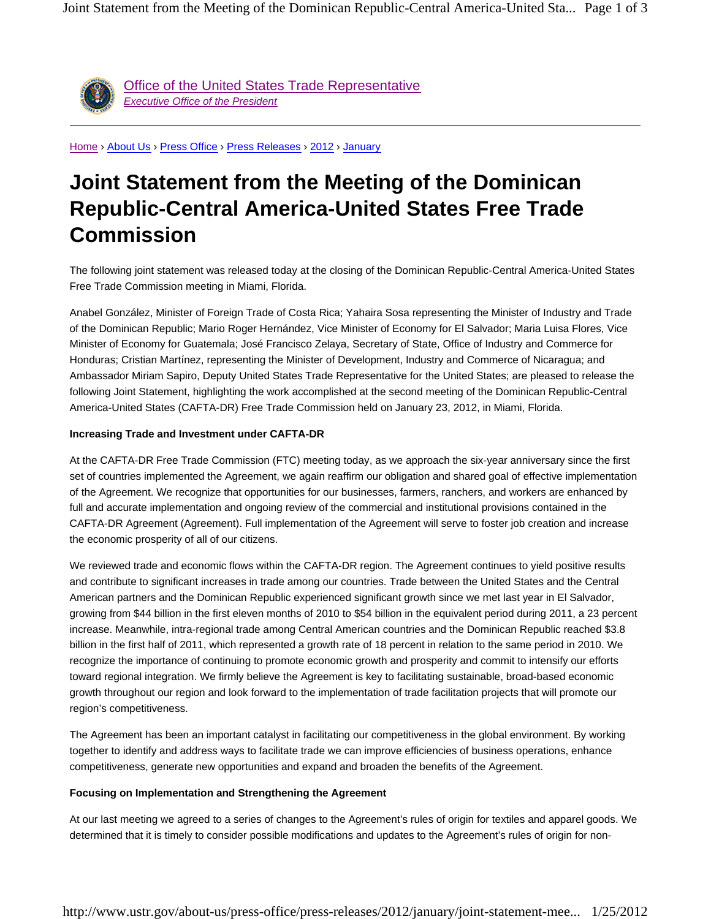Office of the United States Trade Representative
*Executive Office of the President*

Home › About Us › Press Office › Press Releases › 2012 › January

# Joint Statement from the Meeting of the Dominican Republic-Central America-United States Free Trade Commission

The following joint statement was released today at the closing of the Dominican Republic-Central America-United States Free Trade Commission meeting in Miami, Florida.

Anabel González, Minister of Foreign Trade of Costa Rica; Yahaira Sosa representing the Minister of Industry and Trade of the Dominican Republic; Mario Roger Hernández, Vice Minister of Economy for El Salvador; Maria Luisa Flores, Vice Minister of Economy for Guatemala; José Francisco Zelaya, Secretary of State, Office of Industry and Commerce for Honduras; Cristian Martínez, representing the Minister of Development, Industry and Commerce of Nicaragua; and Ambassador Miriam Sapiro, Deputy United States Trade Representative for the United States; are pleased to release the following Joint Statement, highlighting the work accomplished at the second meeting of the Dominican Republic-Central America-United States (CAFTA-DR) Free Trade Commission held on January 23, 2012, in Miami, Florida.

**Increasing Trade and Investment under CAFTA-DR**

At the CAFTA-DR Free Trade Commission (FTC) meeting today, as we approach the six-year anniversary since the first set of countries implemented the Agreement, we again reaffirm our obligation and shared goal of effective implementation of the Agreement. We recognize that opportunities for our businesses, farmers, ranchers, and workers are enhanced by full and accurate implementation and ongoing review of the commercial and institutional provisions contained in the CAFTA-DR Agreement (Agreement). Full implementation of the Agreement will serve to foster job creation and increase the economic prosperity of all of our citizens.

We reviewed trade and economic flows within the CAFTA-DR region. The Agreement continues to yield positive results and contribute to significant increases in trade among our countries. Trade between the United States and the Central American partners and the Dominican Republic experienced significant growth since we met last year in El Salvador, growing from $44 billion in the first eleven months of 2010 to $54 billion in the equivalent period during 2011, a 23 percent increase. Meanwhile, intra-regional trade among Central American countries and the Dominican Republic reached $3.8 billion in the first half of 2011, which represented a growth rate of 18 percent in relation to the same period in 2010. We recognize the importance of continuing to promote economic growth and prosperity and commit to intensify our efforts toward regional integration. We firmly believe the Agreement is key to facilitating sustainable, broad-based economic growth throughout our region and look forward to the implementation of trade facilitation projects that will promote our region's competitiveness.

The Agreement has been an important catalyst in facilitating our competitiveness in the global environment. By working together to identify and address ways to facilitate trade we can improve efficiencies of business operations, enhance competitiveness, generate new opportunities and expand and broaden the benefits of the Agreement.

**Focusing on Implementation and Strengthening the Agreement**

At our last meeting we agreed to a series of changes to the Agreement's rules of origin for textiles and apparel goods. We determined that it is timely to consider possible modifications and updates to the Agreement's rules of origin for non-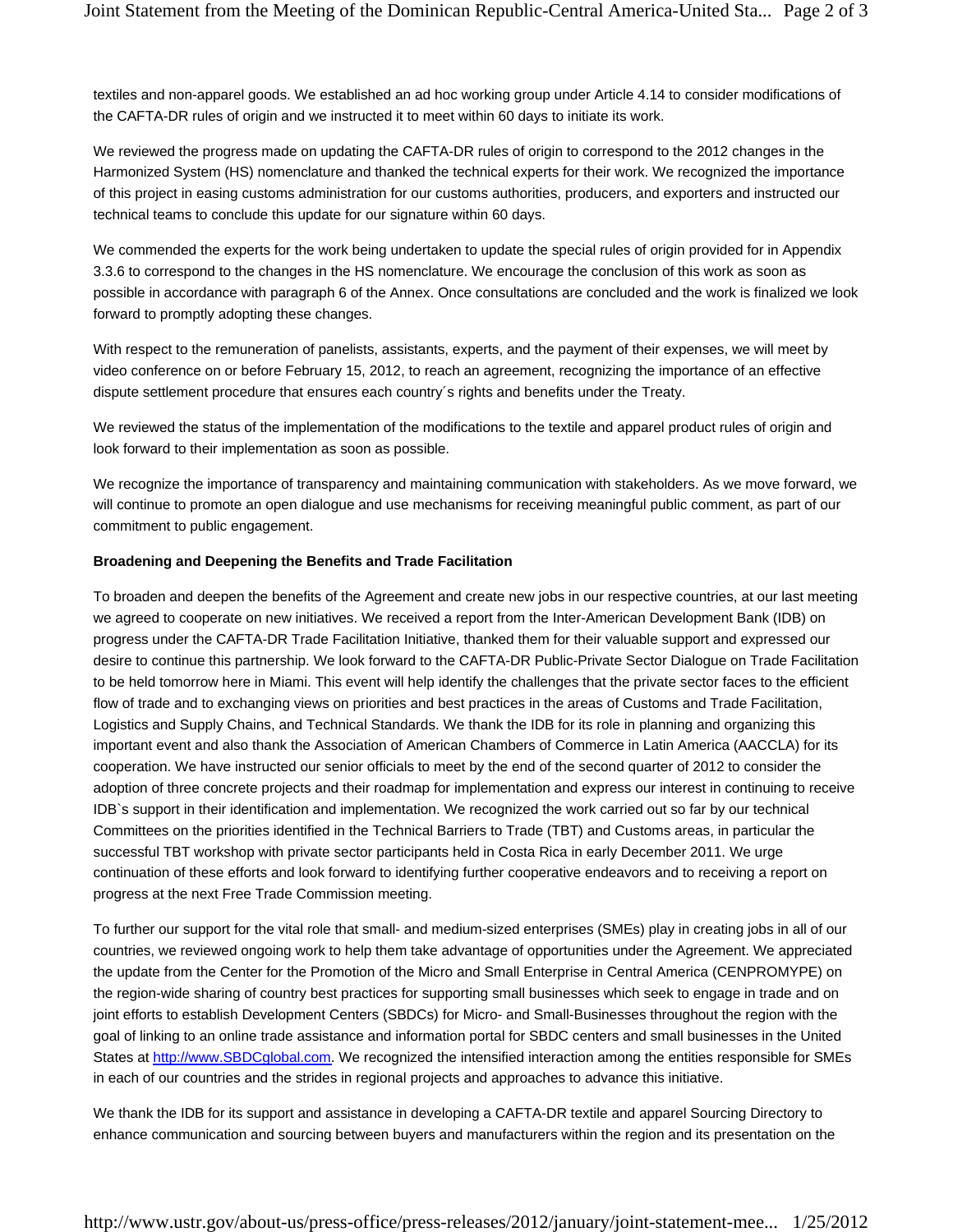textiles and non-apparel goods. We established an ad hoc working group under Article 4.14 to consider modifications of the CAFTA-DR rules of origin and we instructed it to meet within 60 days to initiate its work.

We reviewed the progress made on updating the CAFTA-DR rules of origin to correspond to the 2012 changes in the Harmonized System (HS) nomenclature and thanked the technical experts for their work. We recognized the importance of this project in easing customs administration for our customs authorities, producers, and exporters and instructed our technical teams to conclude this update for our signature within 60 days.

We commended the experts for the work being undertaken to update the special rules of origin provided for in Appendix 3.3.6 to correspond to the changes in the HS nomenclature. We encourage the conclusion of this work as soon as possible in accordance with paragraph 6 of the Annex. Once consultations are concluded and the work is finalized we look forward to promptly adopting these changes.

With respect to the remuneration of panelists, assistants, experts, and the payment of their expenses, we will meet by video conference on or before February 15, 2012, to reach an agreement, recognizing the importance of an effective dispute settlement procedure that ensures each country´s rights and benefits under the Treaty.

We reviewed the status of the implementation of the modifications to the textile and apparel product rules of origin and look forward to their implementation as soon as possible.

We recognize the importance of transparency and maintaining communication with stakeholders. As we move forward, we will continue to promote an open dialogue and use mechanisms for receiving meaningful public comment, as part of our commitment to public engagement.

**Broadening and Deepening the Benefits and Trade Facilitation**

To broaden and deepen the benefits of the Agreement and create new jobs in our respective countries, at our last meeting we agreed to cooperate on new initiatives. We received a report from the Inter-American Development Bank (IDB) on progress under the CAFTA-DR Trade Facilitation Initiative, thanked them for their valuable support and expressed our desire to continue this partnership. We look forward to the CAFTA-DR Public-Private Sector Dialogue on Trade Facilitation to be held tomorrow here in Miami. This event will help identify the challenges that the private sector faces to the efficient flow of trade and to exchanging views on priorities and best practices in the areas of Customs and Trade Facilitation, Logistics and Supply Chains, and Technical Standards. We thank the IDB for its role in planning and organizing this important event and also thank the Association of American Chambers of Commerce in Latin America (AACCLA) for its cooperation. We have instructed our senior officials to meet by the end of the second quarter of 2012 to consider the adoption of three concrete projects and their roadmap for implementation and express our interest in continuing to receive IDB`s support in their identification and implementation. We recognized the work carried out so far by our technical Committees on the priorities identified in the Technical Barriers to Trade (TBT) and Customs areas, in particular the successful TBT workshop with private sector participants held in Costa Rica in early December 2011. We urge continuation of these efforts and look forward to identifying further cooperative endeavors and to receiving a report on progress at the next Free Trade Commission meeting.

To further our support for the vital role that small- and medium-sized enterprises (SMEs) play in creating jobs in all of our countries, we reviewed ongoing work to help them take advantage of opportunities under the Agreement. We appreciated the update from the Center for the Promotion of the Micro and Small Enterprise in Central America (CENPROMYPE) on the region-wide sharing of country best practices for supporting small businesses which seek to engage in trade and on joint efforts to establish Development Centers (SBDCs) for Micro- and Small-Businesses throughout the region with the goal of linking to an online trade assistance and information portal for SBDC centers and small businesses in the United States at http://www.SBDCglobal.com. We recognized the intensified interaction among the entities responsible for SMEs in each of our countries and the strides in regional projects and approaches to advance this initiative.

We thank the IDB for its support and assistance in developing a CAFTA-DR textile and apparel Sourcing Directory to enhance communication and sourcing between buyers and manufacturers within the region and its presentation on the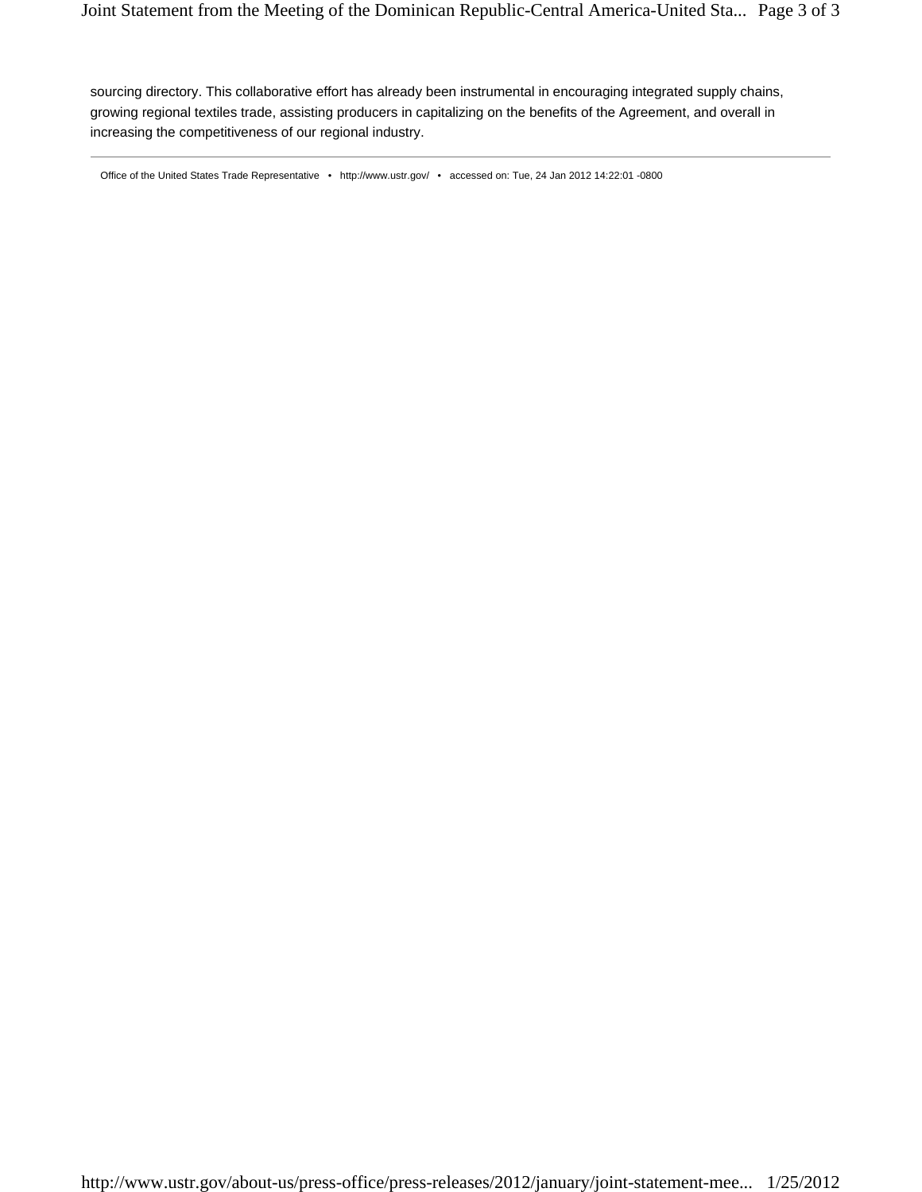sourcing directory. This collaborative effort has already been instrumental in encouraging integrated supply chains, growing regional textiles trade, assisting producers in capitalizing on the benefits of the Agreement, and overall in increasing the competitiveness of our regional industry.

---

Office of the United States Trade Representative • http://www.ustr.gov/ • accessed on: Tue, 24 Jan 2012 14:22:01 -0800